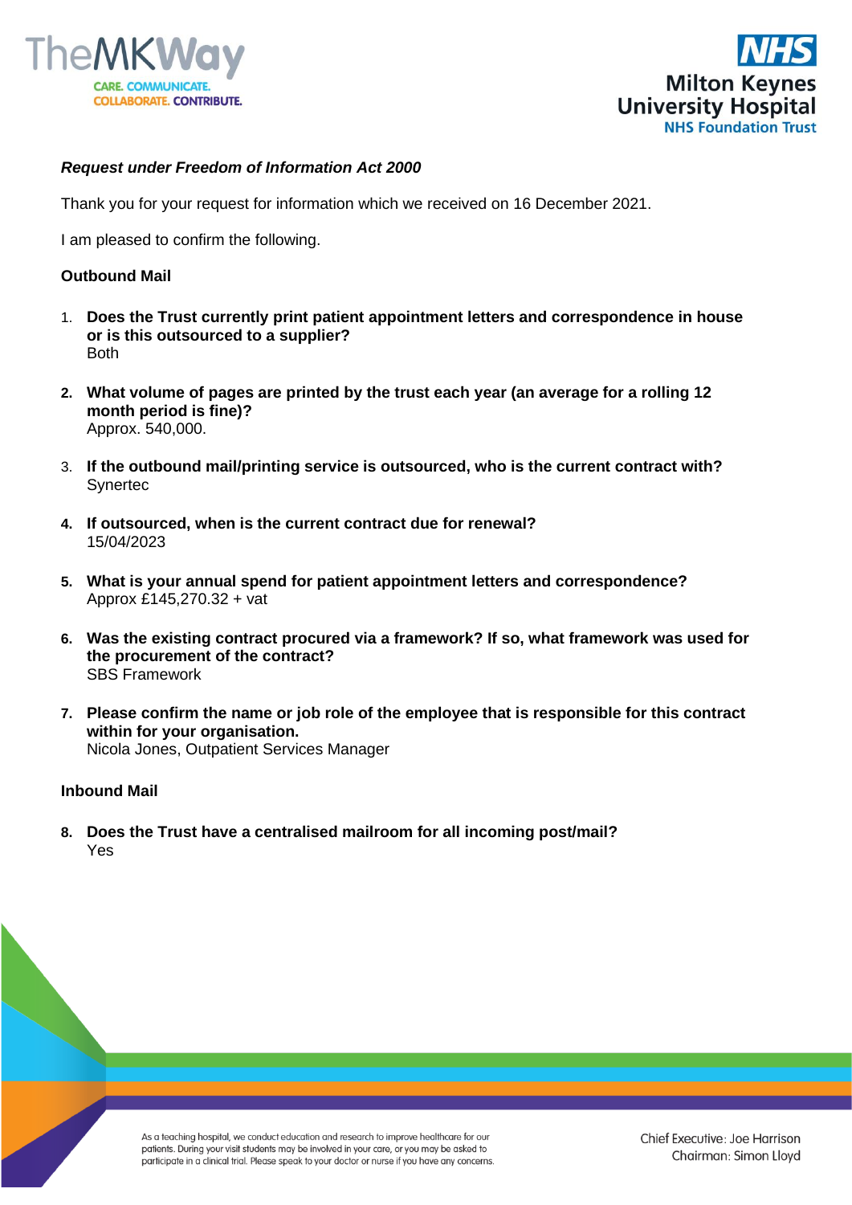***Request under Freedom of Information Act 2000***

Thank you for your request for information which we received on 16 December 2021.

I am pleased to confirm the following.

**Outbound Mail**

1. **Does the Trust currently print patient appointment letters and correspondence in house or is this outsourced to a supplier?**
   Both

2. **What volume of pages are printed by the trust each year (an average for a rolling 12 month period is fine)?**
   Approx. 540,000.

3. **If the outbound mail/printing service is outsourced, who is the current contract with?**
   Synertec

4. **If outsourced, when is the current contract due for renewal?**
   15/04/2023

5. **What is your annual spend for patient appointment letters and correspondence?**
   Approx £145,270.32 + vat

6. **Was the existing contract procured via a framework? If so, what framework was used for the procurement of the contract?**
   SBS Framework

7. **Please confirm the name or job role of the employee that is responsible for this contract within for your organisation.**
   Nicola Jones, Outpatient Services Manager

**Inbound Mail**

8. **Does the Trust have a centralised mailroom for all incoming post/mail?**
   Yes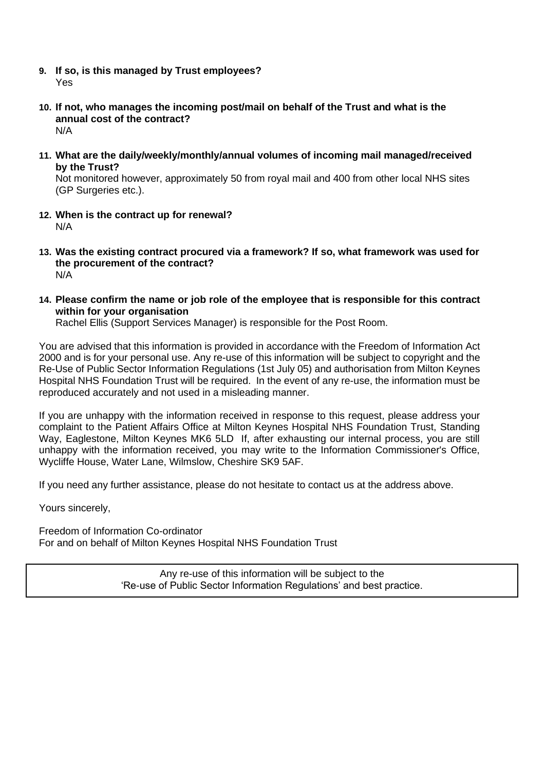9. **If so, is this managed by Trust employees?**
   Yes

10. **If not, who manages the incoming post/mail on behalf of the Trust and what is the annual cost of the contract?**
    N/A

11. **What are the daily/weekly/monthly/annual volumes of incoming mail managed/received by the Trust?**
    Not monitored however, approximately 50 from royal mail and 400 from other local NHS sites (GP Surgeries etc.).

12. **When is the contract up for renewal?**
    N/A

13. **Was the existing contract procured via a framework? If so, what framework was used for the procurement of the contract?**
    N/A

14. **Please confirm the name or job role of the employee that is responsible for this contract within for your organisation**
    Rachel Ellis (Support Services Manager) is responsible for the Post Room.

You are advised that this information is provided in accordance with the Freedom of Information Act 2000 and is for your personal use. Any re-use of this information will be subject to copyright and the Re-Use of Public Sector Information Regulations (1st July 05) and authorisation from Milton Keynes Hospital NHS Foundation Trust will be required. In the event of any re-use, the information must be reproduced accurately and not used in a misleading manner.

If you are unhappy with the information received in response to this request, please address your complaint to the Patient Affairs Office at Milton Keynes Hospital NHS Foundation Trust, Standing Way, Eaglestone, Milton Keynes MK6 5LD If, after exhausting our internal process, you are still unhappy with the information received, you may write to the Information Commissioner's Office, Wycliffe House, Water Lane, Wilmslow, Cheshire SK9 5AF.

If you need any further assistance, please do not hesitate to contact us at the address above.

Yours sincerely,

Freedom of Information Co-ordinator
For and on behalf of Milton Keynes Hospital NHS Foundation Trust

Any re-use of this information will be subject to the
'Re-use of Public Sector Information Regulations' and best practice.